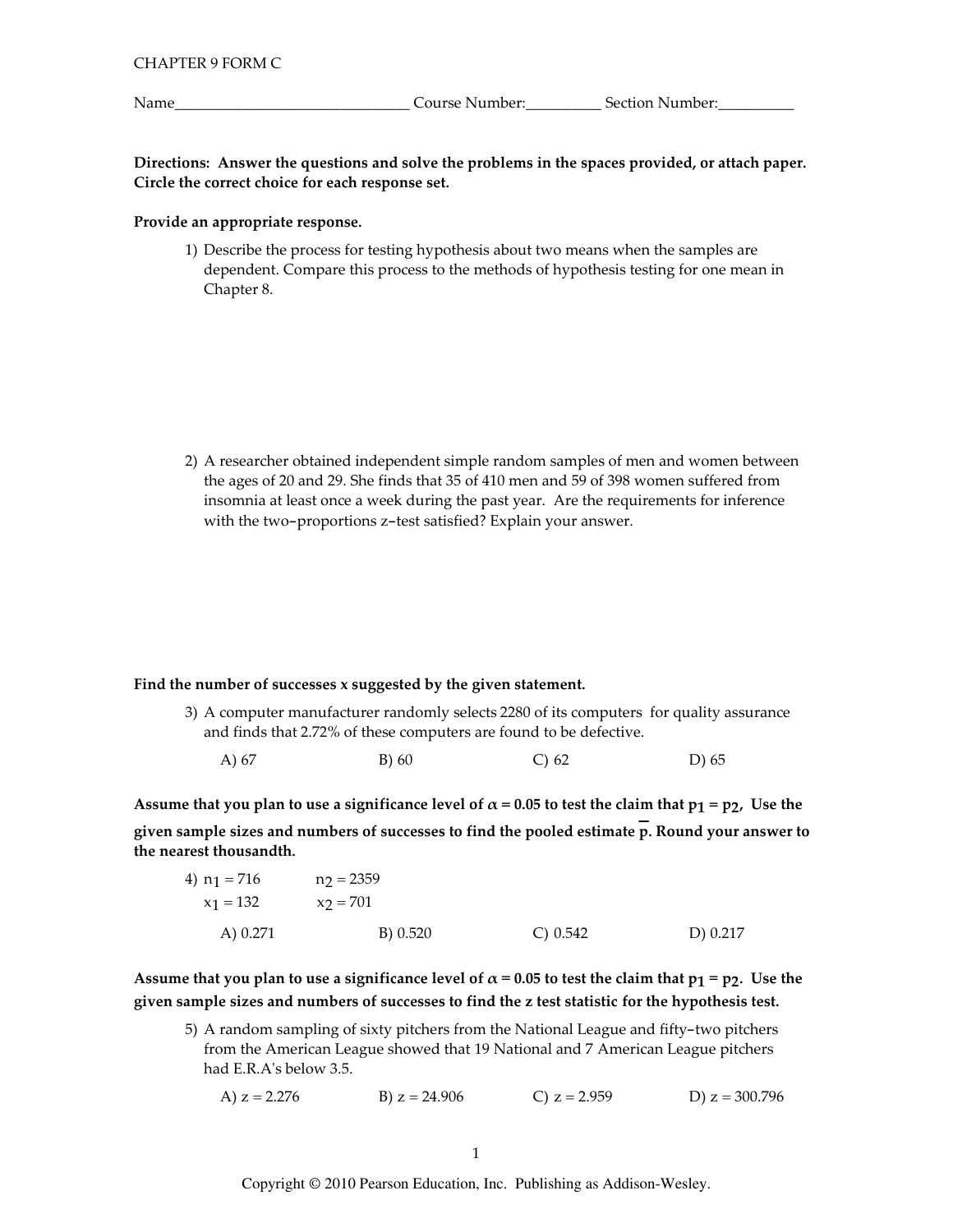CHAPTER 9 FORM C

Name______________________________ Course Number:__________ Section Number:__________

**Directions: Answer the questions and solve the problems in the spaces provided, or attach paper. Circle the correct choice for each response set.**

**Provide an appropriate response.**

1) Describe the process for testing hypothesis about two means when the samples are dependent. Compare this process to the methods of hypothesis testing for one mean in Chapter 8.

2) A researcher obtained independent simple random samples of men and women between the ages of 20 and 29. She finds that 35 of 410 men and 59 of 398 women suffered from insomnia at least once a week during the past year. Are the requirements for inference with the two-proportions z-test satisfied? Explain your answer.

**Find the number of successes x suggested by the given statement.**

3) A computer manufacturer randomly selects 2280 of its computers for quality assurance and finds that 2.72% of these computers are found to be defective.

A) 67 B) 60 C) 62 D) 65

**Assume that you plan to use a significance level of $\alpha = 0.05$ to test the claim that $p_1 = p_2$. Use the given sample sizes and numbers of successes to find the pooled estimate $\overline{p}$. Round your answer to the nearest thousandth.**

4) $n_1 = 716$ $n_2 = 2359$
$x_1 = 132$ $x_2 = 701$

A) 0.271 B) 0.520 C) 0.542 D) 0.217

**Assume that you plan to use a significance level of $\alpha = 0.05$ to test the claim that $p_1 = p_2$. Use the given sample sizes and numbers of successes to find the z test statistic for the hypothesis test.**

5) A random sampling of sixty pitchers from the National League and fifty-two pitchers from the American League showed that 19 National and 7 American League pitchers had E.R.A's below 3.5.

A) z = 2.276 B) z = 24.906 C) z = 2.959 D) z = 300.796

Copyright © 2010 Pearson Education, Inc. Publishing as Addison-Wesley.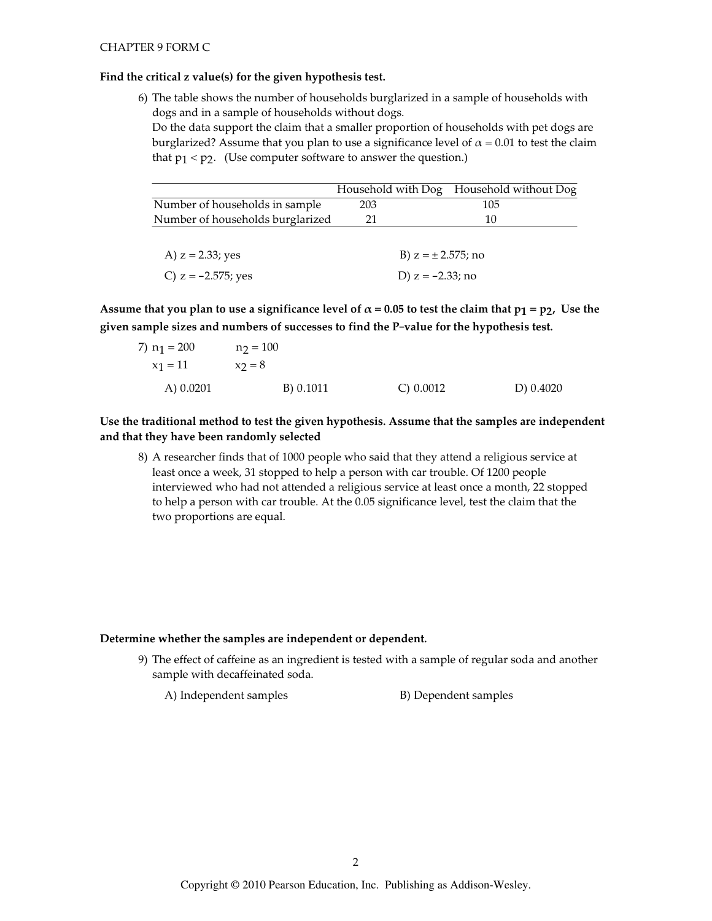CHAPTER 9 FORM C

**Find the critical z value(s) for the given hypothesis test.**

6) The table shows the number of households burglarized in a sample of households with dogs and in a sample of households without dogs.
Do the data support the claim that a smaller proportion of households with pet dogs are burglarized? Assume that you plan to use a significance level of $\alpha = 0.01$ to test the claim that $p_1 < p_2$. (Use computer software to answer the question.)

| | Household with Dog | Household without Dog |
|---|---|---|
| Number of households in sample | 203 | 105 |
| Number of households burglarized | 21 | 10 |

A) $z = 2.33$; yes  
B) $z = \pm 2.575$; no  
C) $z = -2.575$; yes  
D) $z = -2.33$; no

**Assume that you plan to use a significance level of $\alpha = 0.05$ to test the claim that $p_1 = p_2$. Use the given sample sizes and numbers of successes to find the P-value for the hypothesis test.**

7) $n_1 = 200$ $\quad n_2 = 100$  
$x_1 = 11$ $\quad x_2 = 8$

A) 0.0201  
B) 0.1011  
C) 0.0012  
D) 0.4020

**Use the traditional method to test the given hypothesis. Assume that the samples are independent and that they have been randomly selected**

8) A researcher finds that of 1000 people who said that they attend a religious service at least once a week, 31 stopped to help a person with car trouble. Of 1200 people interviewed who had not attended a religious service at least once a month, 22 stopped to help a person with car trouble. At the 0.05 significance level, test the claim that the two proportions are equal.

**Determine whether the samples are independent or dependent.**

9) The effect of caffeine as an ingredient is tested with a sample of regular soda and another sample with decaffeinated soda.

A) Independent samples  
B) Dependent samples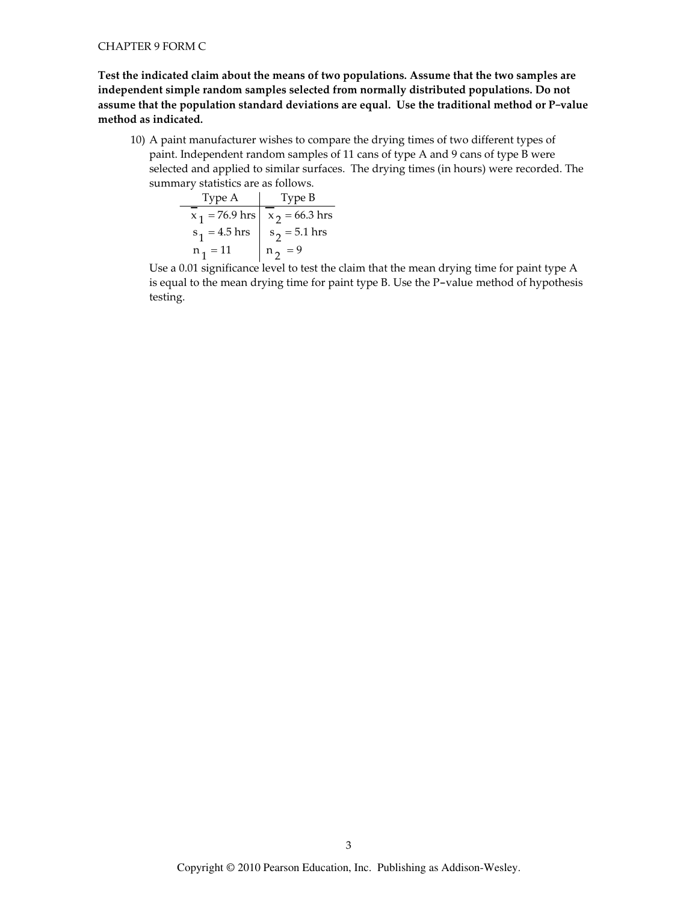CHAPTER 9 FORM C

**Test the indicated claim about the means of two populations. Assume that the two samples are independent simple random samples selected from normally distributed populations. Do not assume that the population standard deviations are equal. Use the traditional method or P–value method as indicated.**

10) A paint manufacturer wishes to compare the drying times of two different types of paint. Independent random samples of 11 cans of type A and 9 cans of type B were selected and applied to similar surfaces. The drying times (in hours) were recorded. The summary statistics are as follows.

| Type A | Type B |
|---|---|
| $\bar{x}_1 = 76.9$ hrs | $\bar{x}_2 = 66.3$ hrs |
| $s_1 = 4.5$ hrs | $s_2 = 5.1$ hrs |
| $n_1 = 11$ | $n_2 = 9$ |

Use a 0.01 significance level to test the claim that the mean drying time for paint type A is equal to the mean drying time for paint type B. Use the P–value method of hypothesis testing.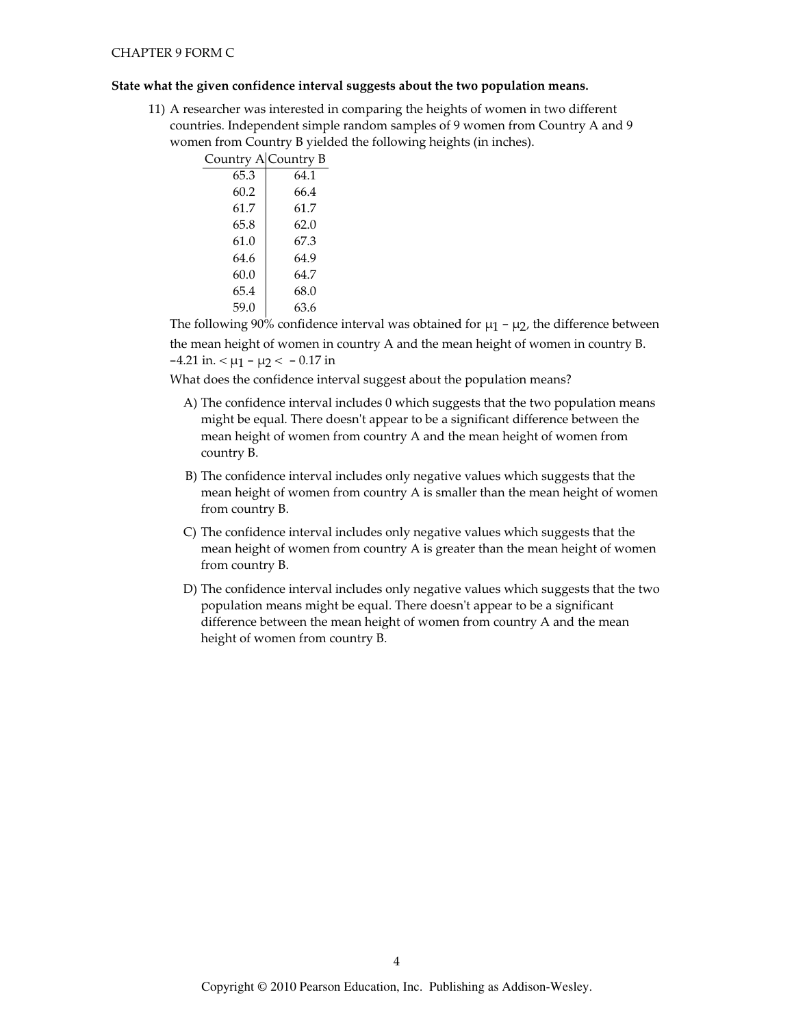**State what the given confidence interval suggests about the two population means.**

11) A researcher was interested in comparing the heights of women in two different countries. Independent simple random samples of 9 women from Country A and 9 women from Country B yielded the following heights (in inches).

| Country A | Country B |
|---|---|
| 65.3 | 64.1 |
| 60.2 | 66.4 |
| 61.7 | 61.7 |
| 65.8 | 62.0 |
| 61.0 | 67.3 |
| 64.6 | 64.9 |
| 60.0 | 64.7 |
| 65.4 | 68.0 |
| 59.0 | 63.6 |

The following 90% confidence interval was obtained for $\mu_1 - \mu_2$, the difference between the mean height of women in country A and the mean height of women in country B.

$-4.21$ in. $< \mu_1 - \mu_2 < -0.17$ in

What does the confidence interval suggest about the population means?

A) The confidence interval includes 0 which suggests that the two population means might be equal. There doesn't appear to be a significant difference between the mean height of women from country A and the mean height of women from country B.

B) The confidence interval includes only negative values which suggests that the mean height of women from country A is smaller than the mean height of women from country B.

C) The confidence interval includes only negative values which suggests that the mean height of women from country A is greater than the mean height of women from country B.

D) The confidence interval includes only negative values which suggests that the two population means might be equal. There doesn't appear to be a significant difference between the mean height of women from country A and the mean height of women from country B.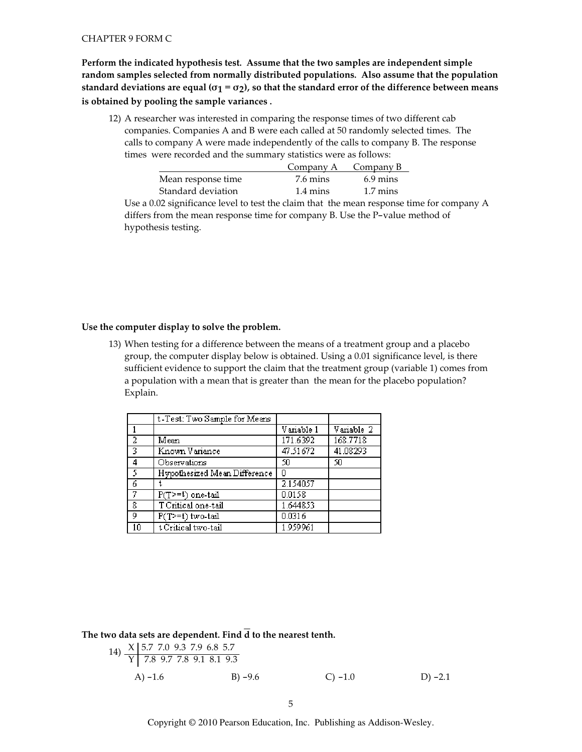CHAPTER 9 FORM C

**Perform the indicated hypothesis test. Assume that the two samples are independent simple random samples selected from normally distributed populations. Also assume that the population standard deviations are equal ($\sigma_1 = \sigma_2$), so that the standard error of the difference between means is obtained by pooling the sample variances .**

12) A researcher was interested in comparing the response times of two different cab companies. Companies A and B were each called at 50 randomly selected times. The calls to company A were made independently of the calls to company B. The response times were recorded and the summary statistics were as follows:

| | Company A | Company B |
|---|---|---|
| Mean response time | 7.6 mins | 6.9 mins |
| Standard deviation | 1.4 mins | 1.7 mins |

Use a 0.02 significance level to test the claim that the mean response time for company A differs from the mean response time for company B. Use the P-value method of hypothesis testing.

**Use the computer display to solve the problem.**

13) When testing for a difference between the means of a treatment group and a placebo group, the computer display below is obtained. Using a 0.01 significance level, is there sufficient evidence to support the claim that the treatment group (variable 1) comes from a population with a mean that is greater than the mean for the placebo population? Explain.

| | t-Test: Two Sample for Means | | |
|---|---|---|---|
| 1 | | Variable 1 | Variable 2 |
| 2 | Mean | 171.6392 | 168.7718 |
| 3 | Known Variance | 47.51672 | 41.08293 |
| 4 | Observations | 50 | 50 |
| 5 | Hypothesized Mean Difference | 0 | |
| 6 | t | 2.154057 | |
| 7 | P(T>=t) one-tail | 0.0158 | |
| 8 | T Critical one-tail | 1.644853 | |
| 9 | P(T>=t) two-tail | 0.0316 | |
| 10 | t Critical two-tail | 1.959961 | |

**The two data sets are dependent. Find $\overline{d}$ to the nearest tenth.**

14)

| X | 5.7 | 7.0 | 9.3 | 7.9 | 6.8 | 5.7 |
|---|---|---|---|---|---|---|
| Y | 7.8 | 9.7 | 7.8 | 9.1 | 8.1 | 9.3 |

A) -1.6 B) -9.6 C) -1.0 D) -2.1

Copyright © 2010 Pearson Education, Inc. Publishing as Addison-Wesley.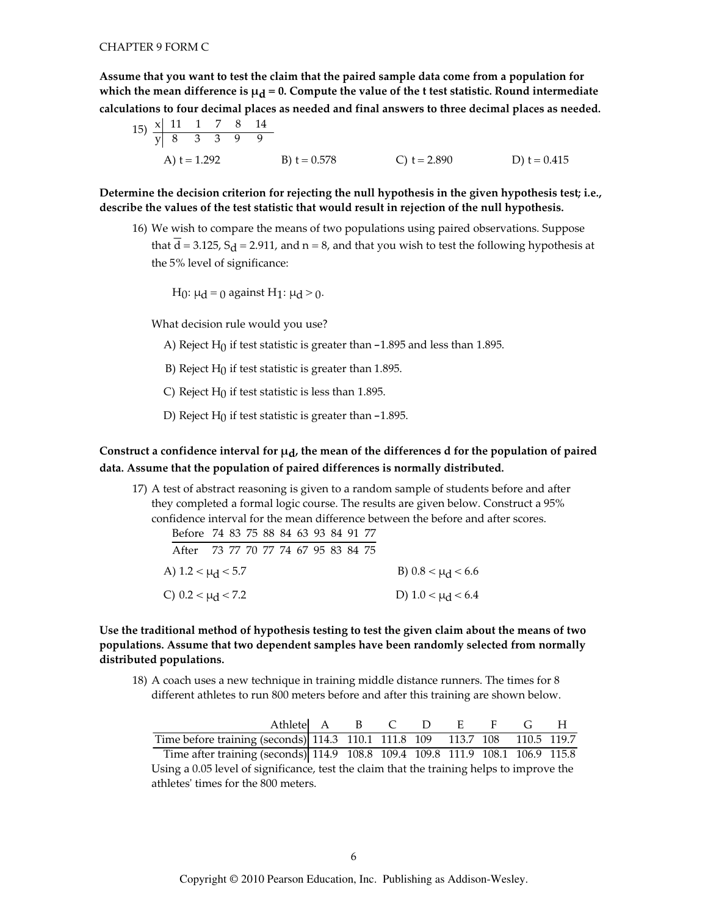CHAPTER 9 FORM C

**Assume that you want to test the claim that the paired sample data come from a population for which the mean difference is $\mu_d = 0$. Compute the value of the t test statistic. Round intermediate calculations to four decimal places as needed and final answers to three decimal places as needed.**

15)

| x | 11 | 1 | 7 | 8 | 14 |
|---|---|---|---|---|---|
| y | 8 | 3 | 3 | 9 | 9 |

A) t = 1.292 B) t = 0.578 C) t = 2.890 D) t = 0.415

**Determine the decision criterion for rejecting the null hypothesis in the given hypothesis test; i.e., describe the values of the test statistic that would result in rejection of the null hypothesis.**

16) We wish to compare the means of two populations using paired observations. Suppose that $\overline{d} = 3.125$, $S_d = 2.911$, and n = 8, and that you wish to test the following hypothesis at the 5% level of significance:

$H_0$: $\mu_d = 0$ against $H_1$: $\mu_d > 0$.

What decision rule would you use?

A) Reject $H_0$ if test statistic is greater than −1.895 and less than 1.895.

B) Reject $H_0$ if test statistic is greater than 1.895.

C) Reject $H_0$ if test statistic is less than 1.895.

D) Reject $H_0$ if test statistic is greater than −1.895.

**Construct a confidence interval for $\mu_d$, the mean of the differences d for the population of paired data. Assume that the population of paired differences is normally distributed.**

17) A test of abstract reasoning is given to a random sample of students before and after they completed a formal logic course. The results are given below. Construct a 95% confidence interval for the mean difference between the before and after scores.

| Before | 74 | 83 | 75 | 88 | 84 | 63 | 93 | 84 | 91 | 77 |
|---|---|---|---|---|---|---|---|---|---|---|
| After | 73 | 77 | 70 | 77 | 74 | 67 | 95 | 83 | 84 | 75 |

A) $1.2 < \mu_d < 5.7$ B) $0.8 < \mu_d < 6.6$

C) $0.2 < \mu_d < 7.2$ D) $1.0 < \mu_d < 6.4$

**Use the traditional method of hypothesis testing to test the given claim about the means of two populations. Assume that two dependent samples have been randomly selected from normally distributed populations.**

18) A coach uses a new technique in training middle distance runners. The times for 8 different athletes to run 800 meters before and after this training are shown below.

| Athlete | A | B | C | D | E | F | G | H |
|---|---|---|---|---|---|---|---|---|
| Time before training (seconds) | 114.3 | 110.1 | 111.8 | 109 | 113.7 | 108 | 110.5 | 119.7 |
| Time after training (seconds) | 114.9 | 108.8 | 109.4 | 109.8 | 111.9 | 108.1 | 106.9 | 115.8 |

Using a 0.05 level of significance, test the claim that the training helps to improve the athletes' times for the 800 meters.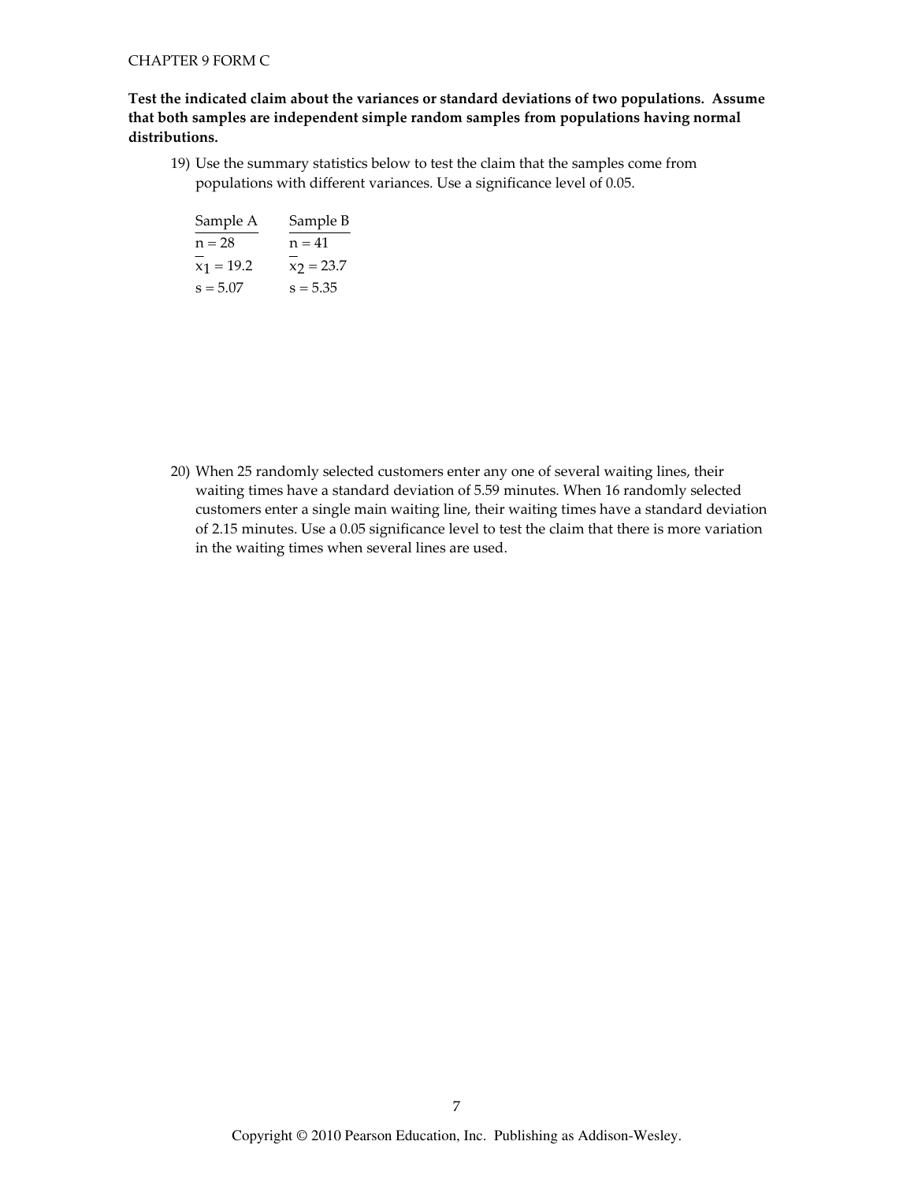**Test the indicated claim about the variances or standard deviations of two populations. Assume that both samples are independent simple random samples from populations having normal distributions.**

19) Use the summary statistics below to test the claim that the samples come from populations with different variances. Use a significance level of 0.05.

| Sample A | Sample B |
|---|---|
| $n = 28$ | $n = 41$ |
| $\overline{x}_1 = 19.2$ | $\overline{x}_2 = 23.7$ |
| $s = 5.07$ | $s = 5.35$ |

20) When 25 randomly selected customers enter any one of several waiting lines, their waiting times have a standard deviation of 5.59 minutes. When 16 randomly selected customers enter a single main waiting line, their waiting times have a standard deviation of 2.15 minutes. Use a 0.05 significance level to test the claim that there is more variation in the waiting times when several lines are used.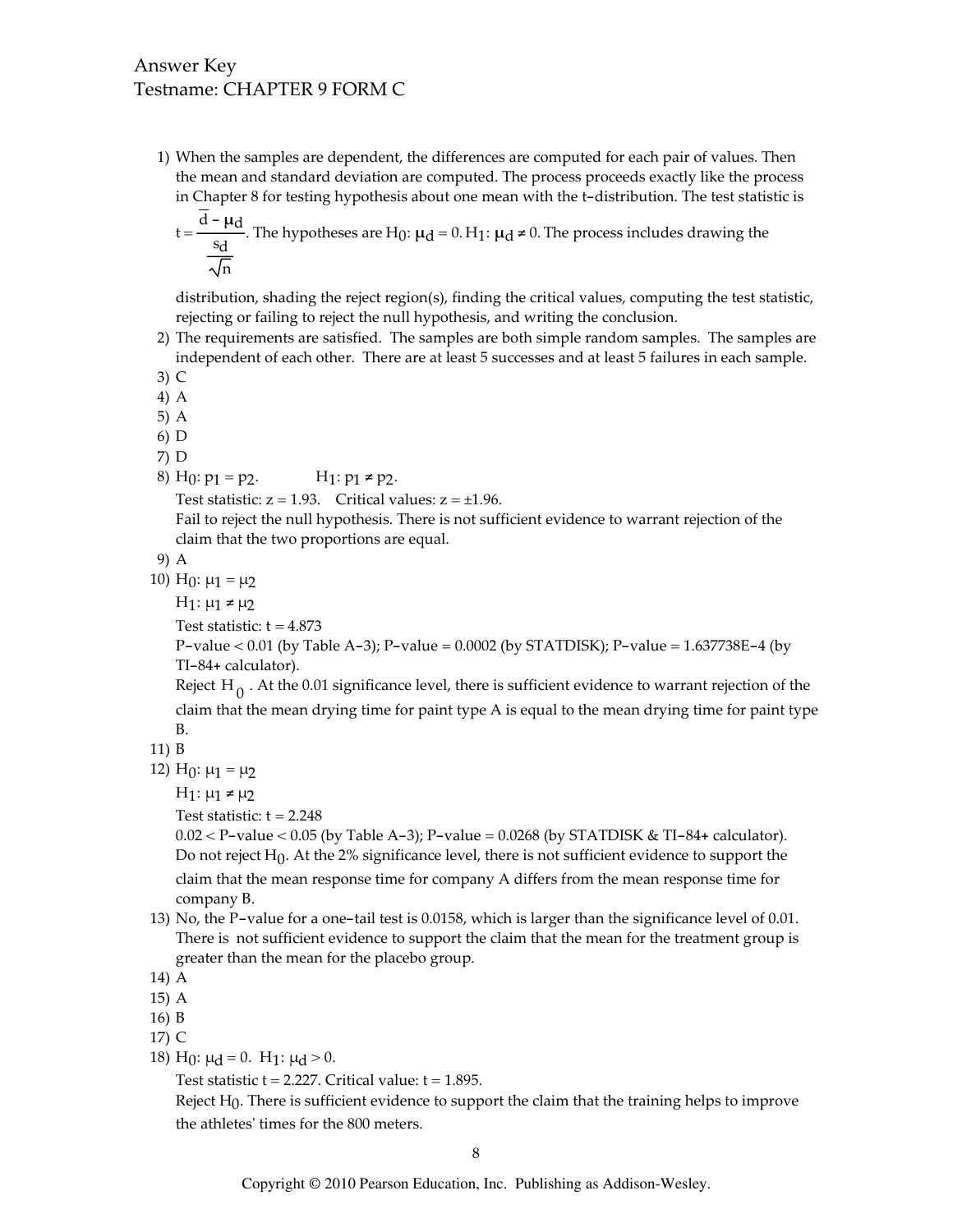Answer Key
Testname: CHAPTER 9 FORM C

1) When the samples are dependent, the differences are computed for each pair of values. Then the mean and standard deviation are computed. The process proceeds exactly like the process in Chapter 8 for testing hypothesis about one mean with the t−distribution. The test statistic is $t = \dfrac{\overline{d} - \mu_d}{\dfrac{s_d}{\sqrt{n}}}$. The hypotheses are $H_0$: $\mu_d = 0$. $H_1$: $\mu_d \neq 0$. The process includes drawing the distribution, shading the reject region(s), finding the critical values, computing the test statistic, rejecting or failing to reject the null hypothesis, and writing the conclusion.
2) The requirements are satisfied. The samples are both simple random samples. The samples are independent of each other. There are at least 5 successes and at least 5 failures in each sample.
3) C
4) A
5) A
6) D
7) D
8) $H_0$: $p_1 = p_2$. $H_1$: $p_1 \neq p_2$.
   Test statistic: $z = 1.93$. Critical values: $z = \pm 1.96$.
   Fail to reject the null hypothesis. There is not sufficient evidence to warrant rejection of the claim that the two proportions are equal.
9) A
10) $H_0$: $\mu_1 = \mu_2$
    $H_1$: $\mu_1 \neq \mu_2$
    Test statistic: $t = 4.873$
    P−value < 0.01 (by Table A−3); P−value = 0.0002 (by STATDISK); P−value = 1.637738E−4 (by TI−84+ calculator).
    Reject $H_0$. At the 0.01 significance level, there is sufficient evidence to warrant rejection of the claim that the mean drying time for paint type A is equal to the mean drying time for paint type B.
11) B
12) $H_0$: $\mu_1 = \mu_2$
    $H_1$: $\mu_1 \neq \mu_2$
    Test statistic: $t = 2.248$
    0.02 < P−value < 0.05 (by Table A−3); P−value = 0.0268 (by STATDISK & TI−84+ calculator).
    Do not reject $H_0$. At the 2% significance level, there is not sufficient evidence to support the claim that the mean response time for company A differs from the mean response time for company B.
13) No, the P−value for a one−tail test is 0.0158, which is larger than the significance level of 0.01. There is not sufficient evidence to support the claim that the mean for the treatment group is greater than the mean for the placebo group.
14) A
15) A
16) B
17) C
18) $H_0$: $\mu_d = 0$. $H_1$: $\mu_d > 0$.
    Test statistic $t = 2.227$. Critical value: $t = 1.895$.
    Reject $H_0$. There is sufficient evidence to support the claim that the training helps to improve the athletes' times for the 800 meters.

Copyright © 2010 Pearson Education, Inc. Publishing as Addison-Wesley.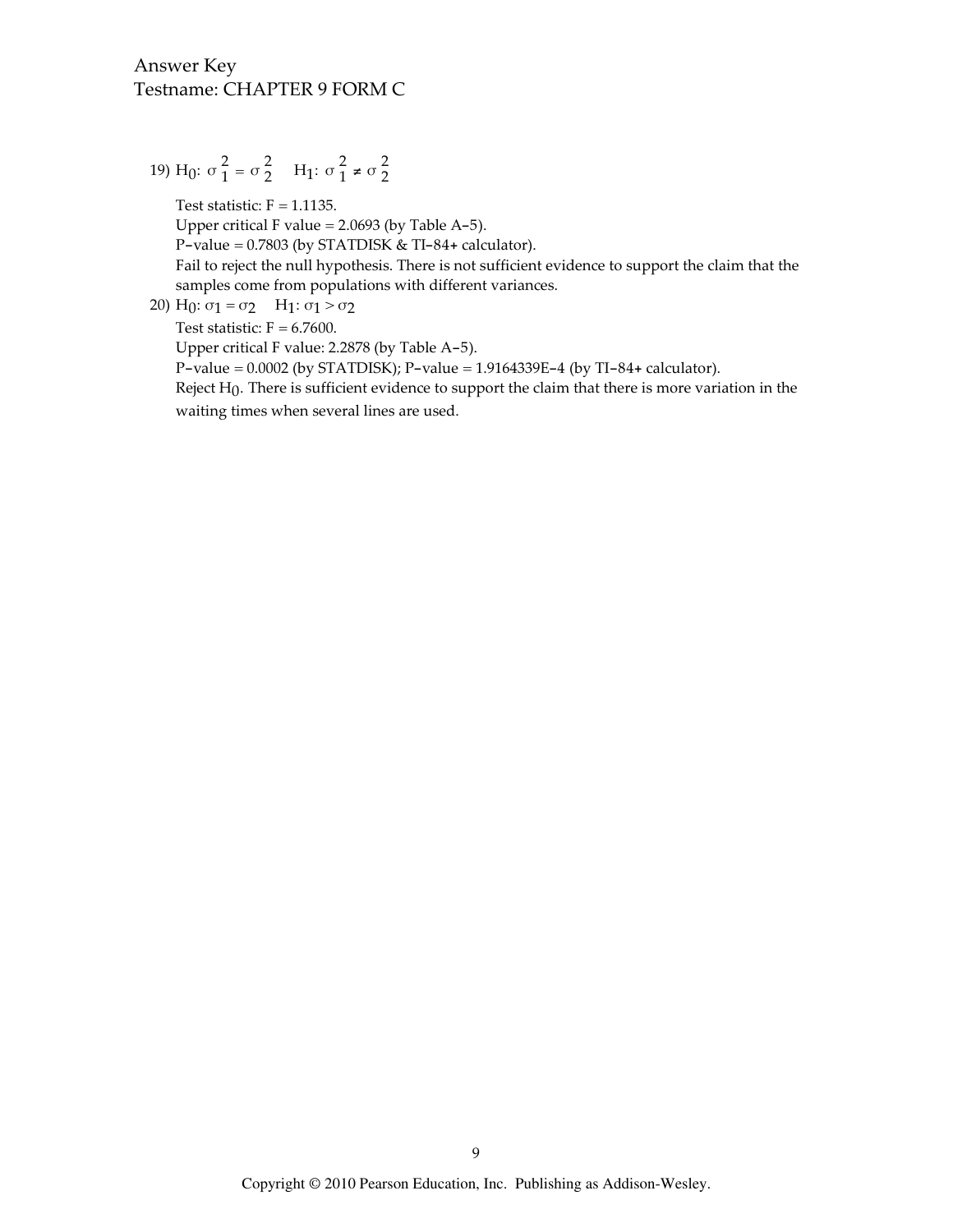19) $H_0$: $\sigma_1^2 = \sigma_2^2$ $H_1$: $\sigma_1^2 \neq \sigma_2^2$

Test statistic: F = 1.1135.
Upper critical F value = 2.0693 (by Table A−5).
P−value = 0.7803 (by STATDISK & TI−84+ calculator).
Fail to reject the null hypothesis. There is not sufficient evidence to support the claim that the samples come from populations with different variances.

20) $H_0$: $\sigma_1 = \sigma_2$ $H_1$: $\sigma_1 > \sigma_2$

Test statistic: F = 6.7600.
Upper critical F value: 2.2878 (by Table A−5).
P−value = 0.0002 (by STATDISK); P−value = 1.9164339E−4 (by TI−84+ calculator).
Reject $H_0$. There is sufficient evidence to support the claim that there is more variation in the waiting times when several lines are used.